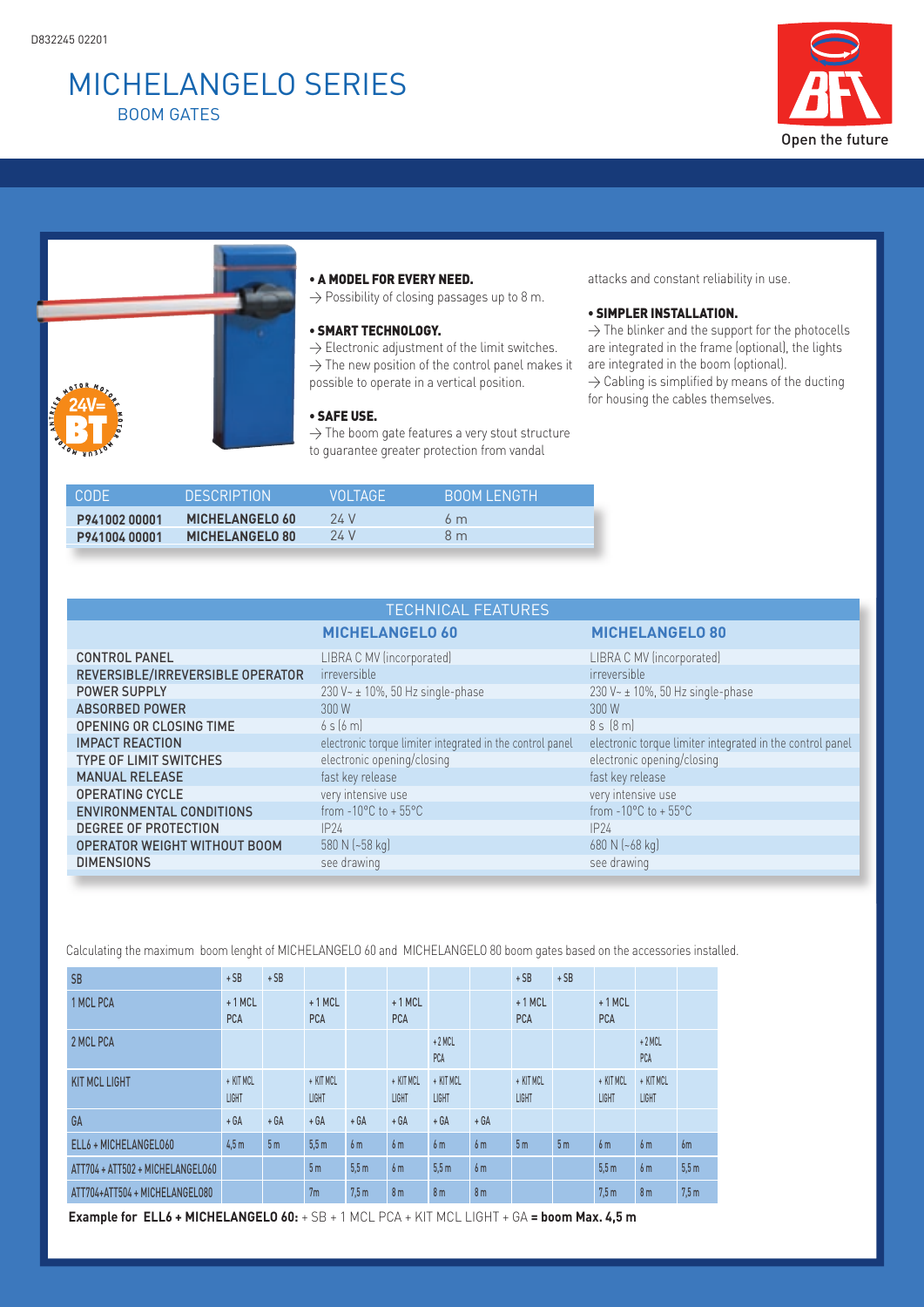D832245 02201

# MICHELANGELO SERIES

## BOOM GATES

Open the future

**• A MODEL FOR EVERY NEED.**

→ Possibility of closing passages up to 8 m.

**• SMART TECHNOLOGY.**

→ Electronic adjustment of the limit switches.

→ The new position of the control panel makes it possible to operate in a vertical position.

**• SAFE USE.**

→ The boom gate features a very stout structure to guarantee greater protection from vandal attacks and constant reliability in use.

**• SIMPLER INSTALLATION.**

→ The blinker and the support for the photocells are integrated in the frame (optional), the lights are integrated in the boom (optional).

→ Cabling is simplified by means of the ducting for housing the cables themselves.

| CODE | DESCRIPTION | VOLTAGE | BOOM LENGTH |
|---|---|---|---|
| **P941002 00001** | **MICHELANGELO 60** | 24 V | 6 m |
| **P941004 00001** | **MICHELANGELO 80** | 24 V | 8 m |

| TECHNICAL FEATURES | | |
|---|---|---|
| | **MICHELANGELO 60** | **MICHELANGELO 80** |
| CONTROL PANEL | LIBRA C MV (incorporated) | LIBRA C MV (incorporated) |
| REVERSIBLE/IRREVERSIBLE OPERATOR | irreversible | irreversible |
| POWER SUPPLY | 230 V~ ± 10%, 50 Hz single-phase | 230 V~ ± 10%, 50 Hz single-phase |
| ABSORBED POWER | 300 W | 300 W |
| OPENING OR CLOSING TIME | 6 s (6 m) | 8 s (8 m) |
| IMPACT REACTION | electronic torque limiter integrated in the control panel | electronic torque limiter integrated in the control panel |
| TYPE OF LIMIT SWITCHES | electronic opening/closing | electronic opening/closing |
| MANUAL RELEASE | fast key release | fast key release |
| OPERATING CYCLE | very intensive use | very intensive use |
| ENVIRONMENTAL CONDITIONS | from -10°C to + 55°C | from -10°C to + 55°C |
| DEGREE OF PROTECTION | IP24 | IP24 |
| OPERATOR WEIGHT WITHOUT BOOM | 580 N (~58 kg) | 680 N (~68 kg) |
| DIMENSIONS | see drawing | see drawing |

Calculating the maximum boom lenght of MICHELANGELO 60 and MICHELANGELO 80 boom gates based on the accessories installed.

| SB | + SB | + SB | | | | | | + SB | + SB | | | |
|---|---|---|---|---|---|---|---|---|---|---|---|---|
| 1 MCL PCA | + 1 MCL PCA | | + 1 MCL PCA | | + 1 MCL PCA | | | + 1 MCL PCA | | + 1 MCL PCA | | |
| 2 MCL PCA | | | | | | + 2 MCL PCA | | | | | + 2 MCL PCA | |
| KIT MCL LIGHT | + KIT MCL LIGHT | | + KIT MCL LIGHT | | + KIT MCL LIGHT | + KIT MCL LIGHT | | + KIT MCL LIGHT | | + KIT MCL LIGHT | + KIT MCL LIGHT | |
| GA | + GA | + GA | + GA | + GA | + GA | + GA | + GA | | | | | |
| ELL6 + MICHELANGELO60 | 4,5 m | 5 m | 5,5 m | 6 m | 6 m | 6 m | 6 m | 5 m | 5 m | 6 m | 6 m | 6m |
| ATT704 + ATT502 + MICHELANGELO60 | | | 5 m | 5,5 m | 6 m | 5,5 m | 6 m | | | 5,5 m | 6 m | 5,5 m |
| ATT704+ATT504 + MICHELANGELO80 | | | 7m | 7,5 m | 8 m | 8 m | 8 m | | | 7,5 m | 8 m | 7,5 m |

**Example for ELL6 + MICHELANGELO 60:** + SB + 1 MCL PCA + KIT MCL LIGHT + GA **= boom Max. 4,5 m**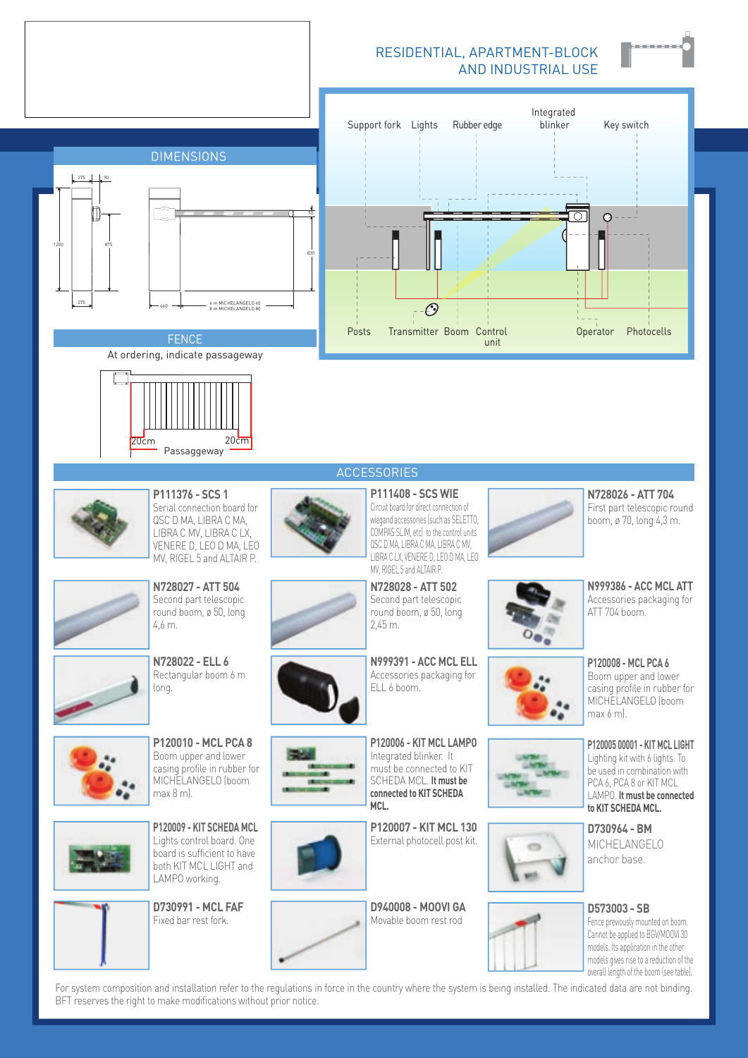## RESIDENTIAL, APARTMENT-BLOCK AND INDUSTRIAL USE

Support fork
Lights
Rubber edge
Integrated blinker
Key switch
Posts
Transmitter
Boom
Control unit
Operator
Photocells

## DIMENSIONS

275
90
1200
875
275
90
830
460
6 m MICHELANGELO 60
8 m MICHELANGELO 80

## FENCE

At ordering, indicate passageway

20cm
20cm
Passaggeway

## ACCESSORIES

**P111376 - SCS 1**
Serial connection board for QSC D MA, LIBRA C MA, LIBRA C MV, LIBRA C LX, VENERE D, LEO D MA, LEO MV, RIGEL 5 and ALTAIR P.

**P111408 - SCS WIE**
Circuit board for direct connection of wiegand accessories (such as SELETTO, COMPAS SLIM, etc) to the control units QSC D MA, LIBRA C MA, LIBRA C MV, LIBRA C LX, VENERE D, LEO D MA, LEO MV, RIGEL 5 and ALTAIR P.

**N728026 - ATT 704**
First part telescopic round boom, ø 70, long 4,3 m.

**N728027 - ATT 504**
Second part telescopic round boom, ø 50, long 4,6 m.

**N728028 - ATT 502**
Second part telescopic round boom, ø 50, long 2,45 m.

**N999386 - ACC MCL ATT**
Accessories packaging for ATT 704 boom.

**N728022 - ELL 6**
Rectangular boom 6 m long.

**N999391 - ACC MCL ELL**
Accessories packaging for ELL 6 boom.

**P120008 - MCL PCA 6**
Boom upper and lower casing profile in rubber for MICHELANGELO (boom max 6 m).

**P120010 - MCL PCA 8**
Boom upper and lower casing profile in rubber for MICHELANGELO (boom max 8 m).

**P120006 - KIT MCL LAMPO**
Integrated blinker. It must be connected to KIT SCHEDA MCL. **It must be connected to KIT SCHEDA MCL.**

**P120005 00001 - KIT MCL LIGHT**
Lighting kit with 6 lights. To be used in combination with PCA 6, PCA 8 or KIT MCL LAMPO. **It must be connected to KIT SCHEDA MCL.**

**P120009 - KIT SCHEDA MCL**
Lights control board. One board is sufficient to have both KIT MCL LIGHT and LAMPO working.

**P120007 - KIT MCL 130**
External photocell post kit.

**D730964 - BM**
MICHELANGELO anchor base.

**D730991 - MCL FAF**
Fixed bar rest fork.

**D940008 - MOOVI GA**
Movable boom rest rod

**D573003 - SB**
Fence previously mounted on boom. Cannot be applied to BGV/MOOVI 30 models. Its application in the other models gives rise to a reduction of the overall length of the boom (see table).

For system composition and installation refer to the regulations in force in the country where the system is being installed. The indicated data are not binding. BFT reserves the right to make modifications without prior notice.